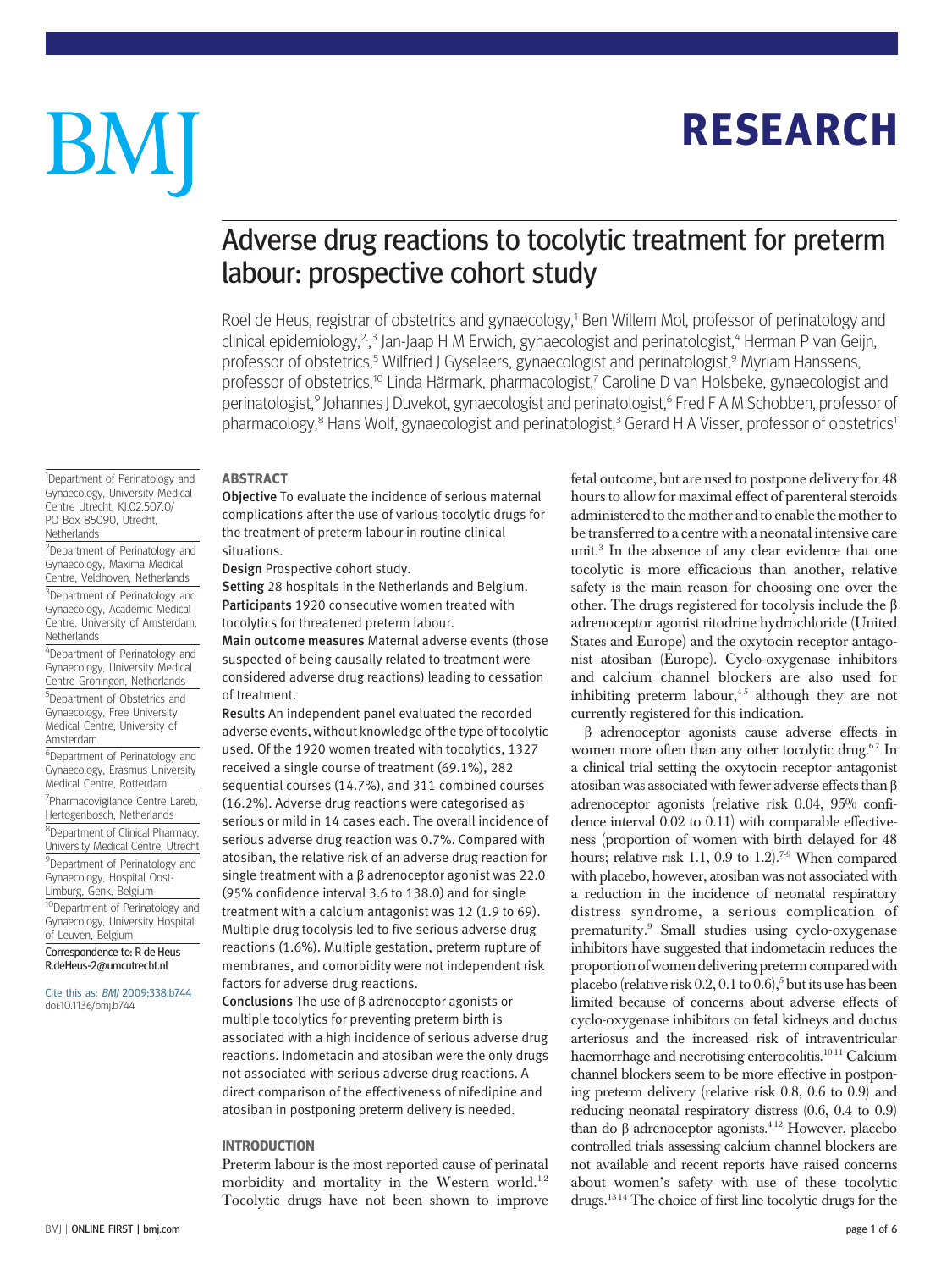# Adverse drug reactions to tocolytic treatment for preterm labour: prospective cohort study

Roel de Heus, registrar of obstetrics and gynaecology,[1] Ben Willem Mol, professor of perinatology and clinical epidemiology,[2,3] Jan-Jaap H M Erwich, gynaecologist and perinatologist,[4] Herman P van Geijn, professor of obstetrics,[5] Wilfried J Gyselaers, gynaecologist and perinatologist,[9] Myriam Hanssens, professor of obstetrics,[10] Linda Härmark, pharmacologist,[7] Caroline D van Holsbeke, gynaecologist and perinatologist,[9] Johannes J Duvekot, gynaecologist and perinatologist,[6] Fred F A M Schobben, professor of pharmacology,[8] Hans Wolf, gynaecologist and perinatologist,[3] Gerard H A Visser, professor of obstetrics[1]

[1]Department of Perinatology and Gynaecology, University Medical Centre Utrecht, KJ.02.507.0/ PO Box 85090, Utrecht, Netherlands

[2]Department of Perinatology and Gynaecology, Maxima Medical Centre, Veldhoven, Netherlands

[3]Department of Perinatology and Gynaecology, Academic Medical Centre, University of Amsterdam, Netherlands

[4]Department of Perinatology and Gynaecology, University Medical Centre Groningen, Netherlands

[5]Department of Obstetrics and Gynaecology, Free University Medical Centre, University of Amsterdam

[6]Department of Perinatology and Gynaecology, Erasmus University Medical Centre, Rotterdam

[7]Pharmacovigilance Centre Lareb, Hertogenbosch, Netherlands

[8]Department of Clinical Pharmacy, University Medical Centre, Utrecht

[9]Department of Perinatology and Gynaecology, Hospital Oost-Limburg, Genk, Belgium

[10]Department of Perinatology and Gynaecology, University Hospital of Leuven, Belgium

Correspondence to: R de Heus R.deHeus-2@umcutrecht.nl

Cite this as: *BMJ* 2009;338:b744
doi:10.1136/bmj.b744

## ABSTRACT

**Objective** To evaluate the incidence of serious maternal complications after the use of various tocolytic drugs for the treatment of preterm labour in routine clinical situations.

**Design** Prospective cohort study.

**Setting** 28 hospitals in the Netherlands and Belgium.

**Participants** 1920 consecutive women treated with tocolytics for threatened preterm labour.

**Main outcome measures** Maternal adverse events (those suspected of being causally related to treatment were considered adverse drug reactions) leading to cessation of treatment.

**Results** An independent panel evaluated the recorded adverse events, without knowledge of the type of tocolytic used. Of the 1920 women treated with tocolytics, 1327 received a single course of treatment (69.1%), 282 sequential courses (14.7%), and 311 combined courses (16.2%). Adverse drug reactions were categorised as serious or mild in 14 cases each. The overall incidence of serious adverse drug reaction was 0.7%. Compared with atosiban, the relative risk of an adverse drug reaction for single treatment with a β adrenoceptor agonist was 22.0 (95% confidence interval 3.6 to 138.0) and for single treatment with a calcium antagonist was 12 (1.9 to 69). Multiple drug tocolysis led to five serious adverse drug reactions (1.6%). Multiple gestation, preterm rupture of membranes, and comorbidity were not independent risk factors for adverse drug reactions.

**Conclusions** The use of β adrenoceptor agonists or multiple tocolytics for preventing preterm birth is associated with a high incidence of serious adverse drug reactions. Indometacin and atosiban were the only drugs not associated with serious adverse drug reactions. A direct comparison of the effectiveness of nifedipine and atosiban in postponing preterm delivery is needed.

## INTRODUCTION

Preterm labour is the most reported cause of perinatal morbidity and mortality in the Western world.[1,2] Tocolytic drugs have not been shown to improve fetal outcome, but are used to postpone delivery for 48 hours to allow for maximal effect of parenteral steroids administered to the mother and to enable the mother to be transferred to a centre with a neonatal intensive care unit.[3] In the absence of any clear evidence that one tocolytic is more efficacious than another, relative safety is the main reason for choosing one over the other. The drugs registered for tocolysis include the β adrenoceptor agonist ritodrine hydrochloride (United States and Europe) and the oxytocin receptor antagonist atosiban (Europe). Cyclo-oxygenase inhibitors and calcium channel blockers are also used for inhibiting preterm labour,[4,5] although they are not currently registered for this indication.

β adrenoceptor agonists cause adverse effects in women more often than any other tocolytic drug.[6,7] In a clinical trial setting the oxytocin receptor antagonist atosiban was associated with fewer adverse effects than β adrenoceptor agonists (relative risk 0.04, 95% confidence interval 0.02 to 0.11) with comparable effectiveness (proportion of women with birth delayed for 48 hours; relative risk 1.1, 0.9 to 1.2).[7-9] When compared with placebo, however, atosiban was not associated with a reduction in the incidence of neonatal respiratory distress syndrome, a serious complication of prematurity.[9] Small studies using cyclo-oxygenase inhibitors have suggested that indometacin reduces the proportion of women delivering preterm compared with placebo (relative risk 0.2, 0.1 to 0.6),[5] but its use has been limited because of concerns about adverse effects of cyclo-oxygenase inhibitors on fetal kidneys and ductus arteriosus and the increased risk of intraventricular haemorrhage and necrotising enterocolitis.[10,11] Calcium channel blockers seem to be more effective in postponing preterm delivery (relative risk 0.8, 0.6 to 0.9) and reducing neonatal respiratory distress (0.6, 0.4 to 0.9) than do β adrenoceptor agonists.[4,12] However, placebo controlled trials assessing calcium channel blockers are not available and recent reports have raised concerns about women's safety with use of these tocolytic drugs.[13,14] The choice of first line tocolytic drugs for the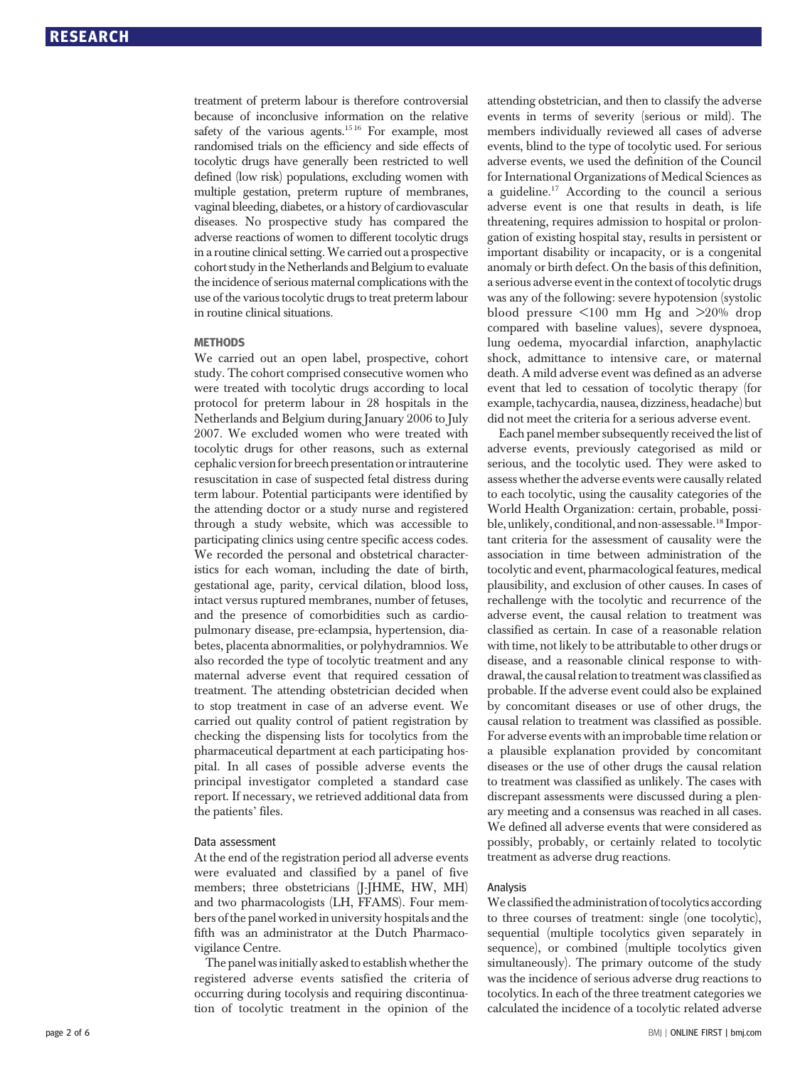treatment of preterm labour is therefore controversial because of inconclusive information on the relative safety of the various agents.[15 16] For example, most randomised trials on the efficiency and side effects of tocolytic drugs have generally been restricted to well defined (low risk) populations, excluding women with multiple gestation, preterm rupture of membranes, vaginal bleeding, diabetes, or a history of cardiovascular diseases. No prospective study has compared the adverse reactions of women to different tocolytic drugs in a routine clinical setting. We carried out a prospective cohort study in the Netherlands and Belgium to evaluate the incidence of serious maternal complications with the use of the various tocolytic drugs to treat preterm labour in routine clinical situations.

## METHODS

We carried out an open label, prospective, cohort study. The cohort comprised consecutive women who were treated with tocolytic drugs according to local protocol for preterm labour in 28 hospitals in the Netherlands and Belgium during January 2006 to July 2007. We excluded women who were treated with tocolytic drugs for other reasons, such as external cephalic version for breech presentation or intrauterine resuscitation in case of suspected fetal distress during term labour. Potential participants were identified by the attending doctor or a study nurse and registered through a study website, which was accessible to participating clinics using centre specific access codes. We recorded the personal and obstetrical characteristics for each woman, including the date of birth, gestational age, parity, cervical dilation, blood loss, intact versus ruptured membranes, number of fetuses, and the presence of comorbidities such as cardiopulmonary disease, pre-eclampsia, hypertension, diabetes, placenta abnormalities, or polyhydramnios. We also recorded the type of tocolytic treatment and any maternal adverse event that required cessation of treatment. The attending obstetrician decided when to stop treatment in case of an adverse event. We carried out quality control of patient registration by checking the dispensing lists for tocolytics from the pharmaceutical department at each participating hospital. In all cases of possible adverse events the principal investigator completed a standard case report. If necessary, we retrieved additional data from the patients' files.

### Data assessment

At the end of the registration period all adverse events were evaluated and classified by a panel of five members; three obstetricians (J-JHME, HW, MH) and two pharmacologists (LH, FFAMS). Four members of the panel worked in university hospitals and the fifth was an administrator at the Dutch Pharmacovigilance Centre.

The panel was initially asked to establish whether the registered adverse events satisfied the criteria of occurring during tocolysis and requiring discontinuation of tocolytic treatment in the opinion of the attending obstetrician, and then to classify the adverse events in terms of severity (serious or mild). The members individually reviewed all cases of adverse events, blind to the type of tocolytic used. For serious adverse events, we used the definition of the Council for International Organizations of Medical Sciences as a guideline.[17] According to the council a serious adverse event is one that results in death, is life threatening, requires admission to hospital or prolongation of existing hospital stay, results in persistent or important disability or incapacity, or is a congenital anomaly or birth defect. On the basis of this definition, a serious adverse event in the context of tocolytic drugs was any of the following: severe hypotension (systolic blood pressure <100 mm Hg and >20% drop compared with baseline values), severe dyspnoea, lung oedema, myocardial infarction, anaphylactic shock, admittance to intensive care, or maternal death. A mild adverse event was defined as an adverse event that led to cessation of tocolytic therapy (for example, tachycardia, nausea, dizziness, headache) but did not meet the criteria for a serious adverse event.

Each panel member subsequently received the list of adverse events, previously categorised as mild or serious, and the tocolytic used. They were asked to assess whether the adverse events were causally related to each tocolytic, using the causality categories of the World Health Organization: certain, probable, possible, unlikely, conditional, and non-assessable.[18] Important criteria for the assessment of causality were the association in time between administration of the tocolytic and event, pharmacological features, medical plausibility, and exclusion of other causes. In cases of rechallenge with the tocolytic and recurrence of the adverse event, the causal relation to treatment was classified as certain. In case of a reasonable relation with time, not likely to be attributable to other drugs or disease, and a reasonable clinical response to withdrawal, the causal relation to treatment was classified as probable. If the adverse event could also be explained by concomitant diseases or use of other drugs, the causal relation to treatment was classified as possible. For adverse events with an improbable time relation or a plausible explanation provided by concomitant diseases or the use of other drugs the causal relation to treatment was classified as unlikely. The cases with discrepant assessments were discussed during a plenary meeting and a consensus was reached in all cases. We defined all adverse events that were considered as possibly, probably, or certainly related to tocolytic treatment as adverse drug reactions.

### Analysis

We classified the administration of tocolytics according to three courses of treatment: single (one tocolytic), sequential (multiple tocolytics given separately in sequence), or combined (multiple tocolytics given simultaneously). The primary outcome of the study was the incidence of serious adverse drug reactions to tocolytics. In each of the three treatment categories we calculated the incidence of a tocolytic related adverse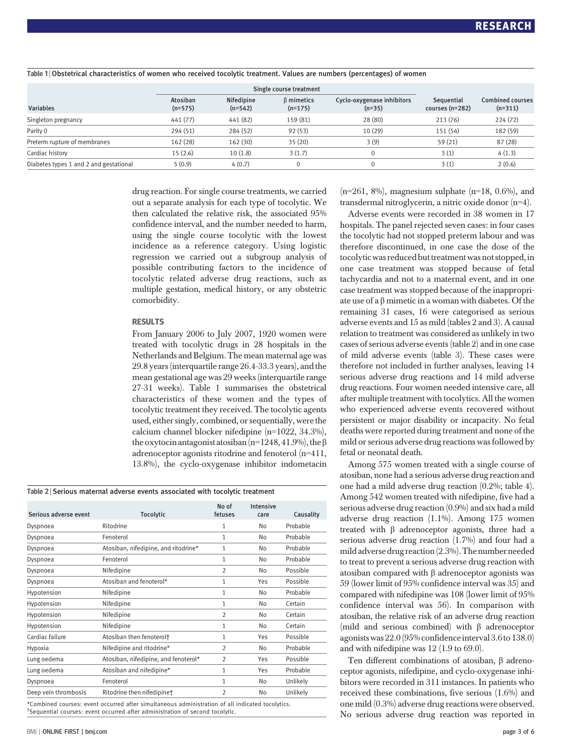Table 1 | Obstetrical characteristics of women who received tocolytic treatment. Values are numbers (percentages) of women

| | Single course treatment | | | | | |
|---|---|---|---|---|---|---|
| Variables | Atosiban (n=575) | Nifedipine (n=542) | β mimetics (n=175) | Cyclo-oxygenase inhibitors (n=35) | Sequential courses (n=282) | Combined courses (n=311) |
| Singleton pregnancy | 441 (77) | 441 (82) | 159 (81) | 28 (80) | 213 (76) | 224 (72) |
| Parity 0 | 294 (51) | 284 (52) | 92 (53) | 10 (29) | 151 (54) | 182 (59) |
| Preterm rupture of membranes | 162 (28) | 162 (30) | 35 (20) | 3 (9) | 59 (21) | 87 (28) |
| Cardiac history | 15 (2.6) | 10 (1.8) | 3 (1.7) | 0 | 3 (1) | 4 (1.3) |
| Diabetes types 1 and 2 and gestational | 5 (0.9) | 4 (0.7) | 0 | 0 | 3 (1) | 2 (0.6) |

drug reaction. For single course treatments, we carried out a separate analysis for each type of tocolytic. We then calculated the relative risk, the associated 95% confidence interval, and the number needed to harm, using the single course tocolytic with the lowest incidence as a reference category. Using logistic regression we carried out a subgroup analysis of possible contributing factors to the incidence of tocolytic related adverse drug reactions, such as multiple gestation, medical history, or any obstetric comorbidity.

## RESULTS

From January 2006 to July 2007, 1920 women were treated with tocolytic drugs in 28 hospitals in the Netherlands and Belgium. The mean maternal age was 29.8 years (interquartile range 26.4-33.3 years), and the mean gestational age was 29 weeks (interquartile range 27-31 weeks). Table 1 summarises the obstetrical characteristics of these women and the types of tocolytic treatment they received. The tocolytic agents used, either singly, combined, or sequentially, were the calcium channel blocker nifedipine (n=1022, 34.3%), the oxytocin antagonist atosiban (n=1248, 41.9%), the β adrenoceptor agonists ritodrine and fenoterol (n=411, 13.8%), the cyclo-oxygenase inhibitor indometacin (n=261, 8%), magnesium sulphate (n=18, 0.6%), and transdermal nitroglycerin, a nitric oxide donor (n=4).

Adverse events were recorded in 38 women in 17 hospitals. The panel rejected seven cases: in four cases the tocolytic had not stopped preterm labour and was therefore discontinued, in one case the dose of the tocolytic was reduced but treatment was not stopped, in one case treatment was stopped because of fetal tachycardia and not to a maternal event, and in one case treatment was stopped because of the inappropriate use of a β mimetic in a woman with diabetes. Of the remaining 31 cases, 16 were categorised as serious adverse events and 15 as mild (tables 2 and 3). A causal relation to treatment was considered as unlikely in two cases of serious adverse events (table 2) and in one case of mild adverse events (table 3). These cases were therefore not included in further analyses, leaving 14 serious adverse drug reactions and 14 mild adverse drug reactions. Four women needed intensive care, all after multiple treatment with tocolytics. All the women who experienced adverse events recovered without persistent or major disability or incapacity. No fetal deaths were reported during treatment and none of the mild or serious adverse drug reactions was followed by fetal or neonatal death.

Among 575 women treated with a single course of atosiban, none had a serious adverse drug reaction and one had a mild adverse drug reaction (0.2%; table 4). Among 542 women treated with nifedipine, five had a serious adverse drug reaction (0.9%) and six had a mild adverse drug reaction (1.1%). Among 175 women treated with β adrenoceptor agonists, three had a serious adverse drug reaction (1.7%) and four had a mild adverse drug reaction (2.3%). The number needed to treat to prevent a serious adverse drug reaction with atosiban compared with β adrenoceptor agonists was 59 (lower limit of 95% confidence interval was 35) and compared with nifedipine was 108 (lower limit of 95% confidence interval was 56). In comparison with atosiban, the relative risk of an adverse drug reaction (mild and serious combined) with β adrenoceptor agonists was 22.0 (95% confidence interval 3.6 to 138.0) and with nifedipine was 12 (1.9 to 69.0).

Ten different combinations of atosiban, β adrenoceptor agonists, nifedipine, and cyclo-oxygenase inhibitors were recorded in 311 instances. In patients who received these combinations, five serious (1.6%) and one mild (0.3%) adverse drug reactions were observed. No serious adverse drug reaction was reported in

Table 2 | Serious maternal adverse events associated with tocolytic treatment

| Serious adverse event | Tocolytic | No of fetuses | Intensive care | Causality |
|---|---|---|---|---|
| Dyspnoea | Ritodrine | 1 | No | Probable |
| Dyspnoea | Fenoterol | 1 | No | Probable |
| Dyspnoea | Atosiban, nifedipine, and ritodrine* | 1 | No | Probable |
| Dyspnoea | Fenoterol | 1 | No | Probable |
| Dyspnoea | Nifedipine | 2 | No | Possible |
| Dyspnoea | Atosiban and fenoterol* | 1 | Yes | Possible |
| Hypotension | Nifedipine | 1 | No | Probable |
| Hypotension | Nifedipine | 1 | No | Certain |
| Hypotension | Nifedipine | 2 | No | Certain |
| Hypotension | Nifedipine | 1 | No | Certain |
| Cardiac failure | Atosiban then fenoterol† | 1 | Yes | Possible |
| Hypoxia | Nifedipine and ritodrine* | 2 | No | Probable |
| Lung oedema | Atosiban, nifedipine, and fenoterol* | 2 | Yes | Possible |
| Lung oedema | Atosiban and nifedipine* | 1 | Yes | Probable |
| Dyspnoea | Fenoterol | 1 | No | Unlikely |
| Deep vein thrombosis | Ritodrine then nifedipine† | 2 | No | Unlikely |

*Combined courses: event occurred after simultaneous administration of all indicated tocolytics.
†Sequential courses: event occurred after administration of second tocolytic.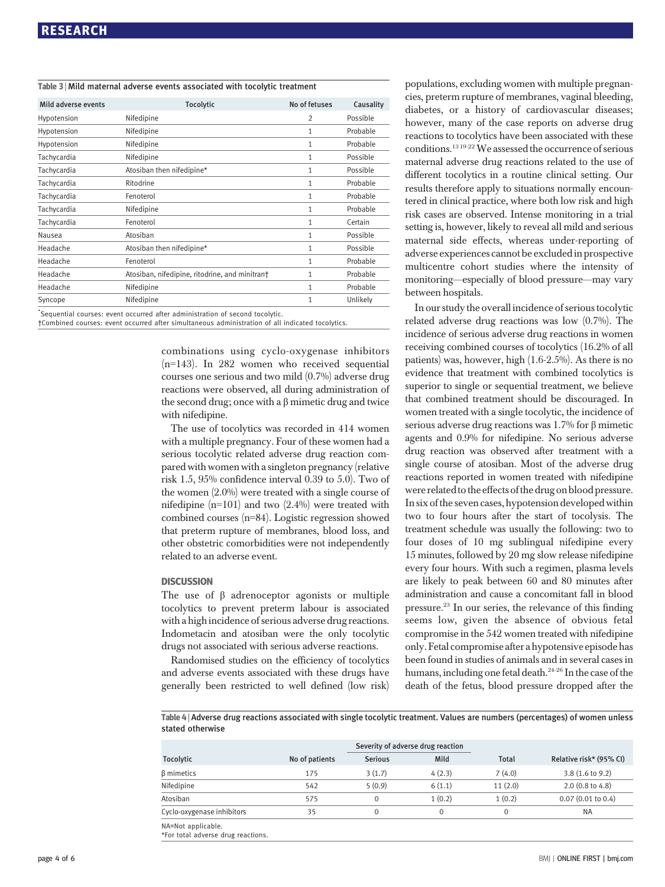Table 3 | Mild maternal adverse events associated with tocolytic treatment

| Mild adverse events | Tocolytic | No of fetuses | Causality |
|---|---|---|---|
| Hypotension | Nifedipine | 2 | Possible |
| Hypotension | Nifedipine | 1 | Probable |
| Hypotension | Nifedipine | 1 | Probable |
| Tachycardia | Nifedipine | 1 | Possible |
| Tachycardia | Atosiban then nifedipine* | 1 | Possible |
| Tachycardia | Ritodrine | 1 | Probable |
| Tachycardia | Fenoterol | 1 | Probable |
| Tachycardia | Nifedipine | 1 | Probable |
| Tachycardia | Fenoterol | 1 | Certain |
| Nausea | Atosiban | 1 | Possible |
| Headache | Atosiban then nifedipine* | 1 | Possible |
| Headache | Fenoterol | 1 | Probable |
| Headache | Atosiban, nifedipine, ritodrine, and minitran† | 1 | Probable |
| Headache | Nifedipine | 1 | Probable |
| Syncope | Nifedipine | 1 | Unlikely |

*Sequential courses: event occurred after administration of second tocolytic.
†Combined courses: event occurred after simultaneous administration of all indicated tocolytics.

combinations using cyclo-oxygenase inhibitors (n=143). In 282 women who received sequential courses one serious and two mild (0.7%) adverse drug reactions were observed, all during administration of the second drug; once with a β mimetic drug and twice with nifedipine.

The use of tocolytics was recorded in 414 women with a multiple pregnancy. Four of these women had a serious tocolytic related adverse drug reaction compared with women with a singleton pregnancy (relative risk 1.5, 95% confidence interval 0.39 to 5.0). Two of the women (2.0%) were treated with a single course of nifedipine (n=101) and two (2.4%) were treated with combined courses (n=84). Logistic regression showed that preterm rupture of membranes, blood loss, and other obstetric comorbidities were not independently related to an adverse event.

## DISCUSSION

The use of β adrenoceptor agonists or multiple tocolytics to prevent preterm labour is associated with a high incidence of serious adverse drug reactions. Indometacin and atosiban were the only tocolytic drugs not associated with serious adverse reactions.

Randomised studies on the efficiency of tocolytics and adverse events associated with these drugs have generally been restricted to well defined (low risk) populations, excluding women with multiple pregnancies, preterm rupture of membranes, vaginal bleeding, diabetes, or a history of cardiovascular diseases; however, many of the case reports on adverse drug reactions to tocolytics have been associated with these conditions.[13 19-22] We assessed the occurrence of serious maternal adverse drug reactions related to the use of different tocolytics in a routine clinical setting. Our results therefore apply to situations normally encountered in clinical practice, where both low risk and high risk cases are observed. Intense monitoring in a trial setting is, however, likely to reveal all mild and serious maternal side effects, whereas under-reporting of adverse experiences cannot be excluded in prospective multicentre cohort studies where the intensity of monitoring—especially of blood pressure—may vary between hospitals.

In our study the overall incidence of serious tocolytic related adverse drug reactions was low (0.7%). The incidence of serious adverse drug reactions in women receiving combined courses of tocolytics (16.2% of all patients) was, however, high (1.6-2.5%). As there is no evidence that treatment with combined tocolytics is superior to single or sequential treatment, we believe that combined treatment should be discouraged. In women treated with a single tocolytic, the incidence of serious adverse drug reactions was 1.7% for β mimetic agents and 0.9% for nifedipine. No serious adverse drug reaction was observed after treatment with a single course of atosiban. Most of the adverse drug reactions reported in women treated with nifedipine were related to the effects of the drug on blood pressure. In six of the seven cases, hypotension developed within two to four hours after the start of tocolysis. The treatment schedule was usually the following: two to four doses of 10 mg sublingual nifedipine every 15 minutes, followed by 20 mg slow release nifedipine every four hours. With such a regimen, plasma levels are likely to peak between 60 and 80 minutes after administration and cause a concomitant fall in blood pressure.[23] In our series, the relevance of this finding seems low, given the absence of obvious fetal compromise in the 542 women treated with nifedipine only. Fetal compromise after a hypotensive episode has been found in studies of animals and in several cases in humans, including one fetal death.[24-26] In the case of the death of the fetus, blood pressure dropped after the

Table 4 | Adverse drug reactions associated with single tocolytic treatment. Values are numbers (percentages) of women unless stated otherwise

| Tocolytic | No of patients | Severity of adverse drug reaction: Serious | Severity of adverse drug reaction: Mild | Total | Relative risk* (95% CI) |
|---|---|---|---|---|---|
| β mimetics | 175 | 3 (1.7) | 4 (2.3) | 7 (4.0) | 3.8 (1.6 to 9.2) |
| Nifedipine | 542 | 5 (0.9) | 6 (1.1) | 11 (2.0) | 2.0 (0.8 to 4.8) |
| Atosiban | 575 | 0 | 1 (0.2) | 1 (0.2) | 0.07 (0.01 to 0.4) |
| Cyclo-oxygenase inhibitors | 35 | 0 | 0 | 0 | NA |

NA=Not applicable.
*For total adverse drug reactions.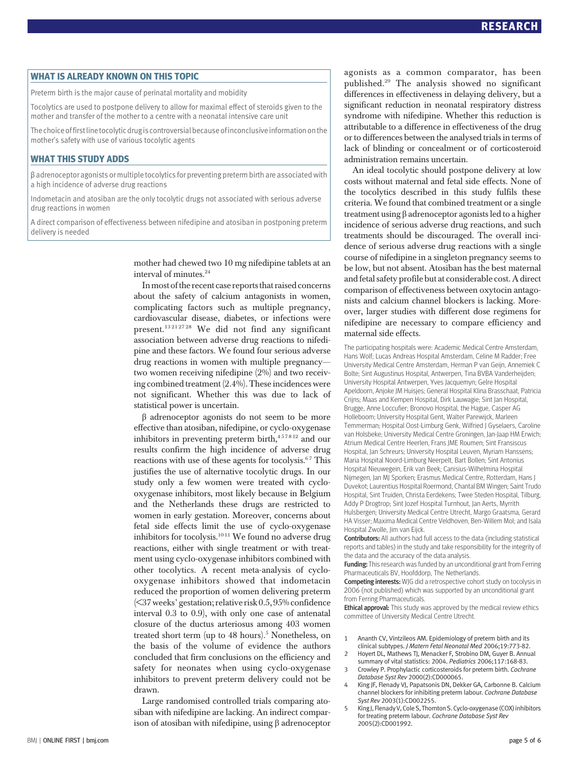## WHAT IS ALREADY KNOWN ON THIS TOPIC

Preterm birth is the major cause of perinatal mortality and mobidity

Tocolytics are used to postpone delivery to allow for maximal effect of steroids given to the mother and transfer of the mother to a centre with a neonatal intensive care unit

The choice of first line tocolytic drug is controversial because of inconclusive information on the mother's safety with use of various tocolytic agents

## WHAT THIS STUDY ADDS

β adrenoceptor agonists or multiple tocolytics for preventing preterm birth are associated with a high incidence of adverse drug reactions

Indometacin and atosiban are the only tocolytic drugs not associated with serious adverse drug reactions in women

A direct comparison of effectiveness between nifedipine and atosiban in postponing preterm delivery is needed

mother had chewed two 10 mg nifedipine tablets at an interval of minutes.[24]

In most of the recent case reports that raised concerns about the safety of calcium antagonists in women, complicating factors such as multiple pregnancy, cardiovascular disease, diabetes, or infections were present.[13 21 27 28] We did not find any significant association between adverse drug reactions to nifedipine and these factors. We found four serious adverse drug reactions in women with multiple pregnancy—two women receiving nifedipine (2%) and two receiving combined treatment (2.4%). These incidences were not significant. Whether this was due to lack of statistical power is uncertain.

β adrenoceptor agonists do not seem to be more effective than atosiban, nifedipine, or cyclo-oxygenase inhibitors in preventing preterm birth,[4 5 7 8 12] and our results confirm the high incidence of adverse drug reactions with use of these agents for tocolysis.[6 7] This justifies the use of alternative tocolytic drugs. In our study only a few women were treated with cyclo-oxygenase inhibitors, most likely because in Belgium and the Netherlands these drugs are restricted to women in early gestation. Moreover, concerns about fetal side effects limit the use of cyclo-oxygenase inhibitors for tocolysis.[10 11] We found no adverse drug reactions, either with single treatment or with treatment using cyclo-oxygenase inhibitors combined with other tocolytics. A recent meta-analysis of cyclo-oxygenase inhibitors showed that indometacin reduced the proportion of women delivering preterm (<37 weeks' gestation; relative risk 0.5, 95% confidence interval 0.3 to 0.9), with only one case of antenatal closure of the ductus arteriosus among 403 women treated short term (up to 48 hours).[5] Nonetheless, on the basis of the volume of evidence the authors concluded that firm conclusions on the efficiency and safety for neonates when using cyclo-oxygenase inhibitors to prevent preterm delivery could not be drawn.

Large randomised controlled trials comparing atosiban with nifedipine are lacking. An indirect comparison of atosiban with nifedipine, using β adrenoceptor agonists as a common comparator, has been published.[29] The analysis showed no significant differences in effectiveness in delaying delivery, but a significant reduction in neonatal respiratory distress syndrome with nifedipine. Whether this reduction is attributable to a difference in effectiveness of the drug or to differences between the analysed trials in terms of lack of blinding or concealment or of corticosteroid administration remains uncertain.

An ideal tocolytic should postpone delivery at low costs without maternal and fetal side effects. None of the tocolytics described in this study fulfils these criteria. We found that combined treatment or a single treatment using β adrenoceptor agonists led to a higher incidence of serious adverse drug reactions, and such treatments should be discouraged. The overall incidence of serious adverse drug reactions with a single course of nifedipine in a singleton pregnancy seems to be low, but not absent. Atosiban has the best maternal and fetal safety profile but at considerable cost. A direct comparison of effectiveness between oxytocin antagonists and calcium channel blockers is lacking. Moreover, larger studies with different dose regimens for nifedipine are necessary to compare efficiency and maternal side effects.

The participating hospitals were: Academic Medical Centre Amsterdam, Hans Wolf; Lucas Andreas Hospital Amsterdam, Celine M Radder; Free University Medical Centre Amsterdam, Herman P van Geijn, Annemiek C Bolte; Sint Augustinus Hospital, Antwerpen, Tina BVBA Vanderheijden; University Hospital Antwerpen, Yves Jacquemyn; Gelre Hospital Apeldoorn, Anjoke JM Huisjes; General Hospital Klina Brasschaat, Patricia Crijns; Maas and Kempen Hospital, Dirk Lauwagie; Sint Jan Hospital, Brugge, Anne Loccufier; Bronovo Hospital, the Hague, Casper AG Holleboom; University Hospital Gent, Walter Parewijck, Marleen Temmerman; Hospital Oost-Limburg Genk, Wilfried J Gyselaers, Caroline van Holsbeke; University Medical Centre Groningen, Jan-Jaap HM Erwich; Atrium Medical Centre Heerlen, Frans JME Roumen; Sint Fransiscus Hospital, Jan Schreurs; University Hospital Leuven, Myriam Hanssens; Maria Hospital Noord-Limburg Neerpelt, Bart Bollen; Sint Antonius Hospital Nieuwegein, Erik van Beek; Canisius-Wilhelmina Hospital Nijmegen, Jan MJ Sporken; Erasmus Medical Centre, Rotterdam, Hans J Duvekot; Laurentius Hospital Roermond, Chantal BM Wingen; Saint Trudo Hospital, Sint Truiden, Christa Eerdekens; Twee Steden Hospital, Tilburg, Addy P Drogtrop; Sint Jozef Hospital Turnhout, Jan Aerts, Myrrith Hulsbergen; University Medical Centre Utrecht, Margo Graatsma, Gerard HA Visser; Maxima Medical Centre Veldhoven, Ben-Willem Mol; and Isala Hospital Zwolle, Jim van Eijck.

**Contributors:** All authors had full access to the data (including statistical reports and tables) in the study and take responsibility for the integrity of the data and the accuracy of the data analysis.

**Funding:** This research was funded by an unconditional grant from Ferring Pharmaceuticals BV, Hoofddorp, The Netherlands.

**Competing interests:** WJG did a retrospective cohort study on tocolysis in 2006 (not published) which was supported by an unconditional grant from Ferring Pharmaceuticals.

**Ethical approval:** This study was approved by the medical review ethics committee of University Medical Centre Utrecht.

1. Ananth CV, Vintzileos AM. Epidemiology of preterm birth and its clinical subtypes. *J Matern Fetal Neonatal Med* 2006;19:773-82.
2. Hoyert DL, Mathews TJ, Menacker F, Strobino DM, Guyer B. Annual summary of vital statistics: 2004. *Pediatrics* 2006;117:168-83.
3. Crowley P. Prophylactic corticosteroids for preterm birth. *Cochrane Database Syst Rev* 2000(2):CD000065.
4. King JF, Flenady VJ, Papatsonis DN, Dekker GA, Carbonne B. Calcium channel blockers for inhibiting preterm labour. *Cochrane Database Syst Rev* 2003(1):CD002255.
5. King J, Flenady V, Cole S, Thornton S. Cyclo-oxygenase (COX) inhibitors for treating preterm labour. *Cochrane Database Syst Rev* 2005(2):CD001992.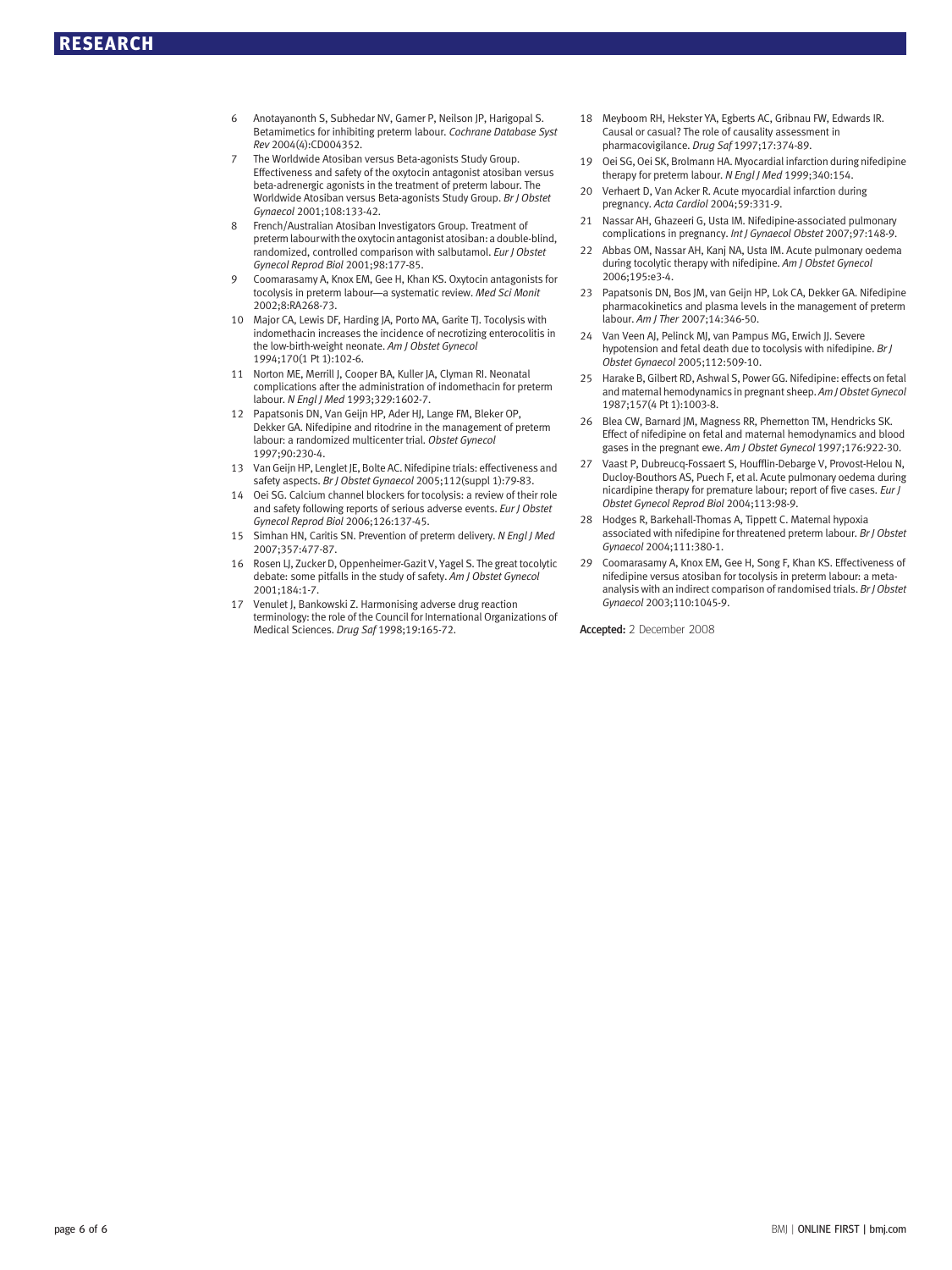6 Anotayanonth S, Subhedar NV, Garner P, Neilson JP, Harigopal S. Betamimetics for inhibiting preterm labour. *Cochrane Database Syst Rev* 2004(4):CD004352.

7 The Worldwide Atosiban versus Beta-agonists Study Group. Effectiveness and safety of the oxytocin antagonist atosiban versus beta-adrenergic agonists in the treatment of preterm labour. The Worldwide Atosiban versus Beta-agonists Study Group. *Br J Obstet Gynaecol* 2001;108:133-42.

8 French/Australian Atosiban Investigators Group. Treatment of preterm labour with the oxytocin antagonist atosiban: a double-blind, randomized, controlled comparison with salbutamol. *Eur J Obstet Gynecol Reprod Biol* 2001;98:177-85.

9 Coomarasamy A, Knox EM, Gee H, Khan KS. Oxytocin antagonists for tocolysis in preterm labour—a systematic review. *Med Sci Monit* 2002;8:RA268-73.

10 Major CA, Lewis DF, Harding JA, Porto MA, Garite TJ. Tocolysis with indomethacin increases the incidence of necrotizing enterocolitis in the low-birth-weight neonate. *Am J Obstet Gynecol* 1994;170(1 Pt 1):102-6.

11 Norton ME, Merrill J, Cooper BA, Kuller JA, Clyman RI. Neonatal complications after the administration of indomethacin for preterm labour. *N Engl J Med* 1993;329:1602-7.

12 Papatsonis DN, Van Geijn HP, Ader HJ, Lange FM, Bleker OP, Dekker GA. Nifedipine and ritodrine in the management of preterm labour: a randomized multicenter trial. *Obstet Gynecol* 1997;90:230-4.

13 Van Geijn HP, Lenglet JE, Bolte AC. Nifedipine trials: effectiveness and safety aspects. *Br J Obstet Gynaecol* 2005;112(suppl 1):79-83.

14 Oei SG. Calcium channel blockers for tocolysis: a review of their role and safety following reports of serious adverse events. *Eur J Obstet Gynecol Reprod Biol* 2006;126:137-45.

15 Simhan HN, Caritis SN. Prevention of preterm delivery. *N Engl J Med* 2007;357:477-87.

16 Rosen LJ, Zucker D, Oppenheimer-Gazit V, Yagel S. The great tocolytic debate: some pitfalls in the study of safety. *Am J Obstet Gynecol* 2001;184:1-7.

17 Venulet J, Bankowski Z. Harmonising adverse drug reaction terminology: the role of the Council for International Organizations of Medical Sciences. *Drug Saf* 1998;19:165-72.

18 Meyboom RH, Hekster YA, Egberts AC, Gribnau FW, Edwards IR. Causal or casual? The role of causality assessment in pharmacovigilance. *Drug Saf* 1997;17:374-89.

19 Oei SG, Oei SK, Brolmann HA. Myocardial infarction during nifedipine therapy for preterm labour. *N Engl J Med* 1999;340:154.

20 Verhaert D, Van Acker R. Acute myocardial infarction during pregnancy. *Acta Cardiol* 2004;59:331-9.

21 Nassar AH, Ghazeeri G, Usta IM. Nifedipine-associated pulmonary complications in pregnancy. *Int J Gynaecol Obstet* 2007;97:148-9.

22 Abbas OM, Nassar AH, Kanj NA, Usta IM. Acute pulmonary oedema during tocolytic therapy with nifedipine. *Am J Obstet Gynecol* 2006;195:e3-4.

23 Papatsonis DN, Bos JM, van Geijn HP, Lok CA, Dekker GA. Nifedipine pharmacokinetics and plasma levels in the management of preterm labour. *Am J Ther* 2007;14:346-50.

24 Van Veen AJ, Pelinck MJ, van Pampus MG, Erwich JJ. Severe hypotension and fetal death due to tocolysis with nifedipine. *Br J Obstet Gynaecol* 2005;112:509-10.

25 Harake B, Gilbert RD, Ashwal S, Power GG. Nifedipine: effects on fetal and maternal hemodynamics in pregnant sheep. *Am J Obstet Gynecol* 1987;157(4 Pt 1):1003-8.

26 Blea CW, Barnard JM, Magness RR, Phernetton TM, Hendricks SK. Effect of nifedipine on fetal and maternal hemodynamics and blood gases in the pregnant ewe. *Am J Obstet Gynecol* 1997;176:922-30.

27 Vaast P, Dubreucq-Fossaert S, Houfflin-Debarge V, Provost-Helou N, Ducloy-Bouthors AS, Puech F, et al. Acute pulmonary oedema during nicardipine therapy for premature labour; report of five cases. *Eur J Obstet Gynecol Reprod Biol* 2004;113:98-9.

28 Hodges R, Barkehall-Thomas A, Tippett C. Maternal hypoxia associated with nifedipine for threatened preterm labour. *Br J Obstet Gynaecol* 2004;111:380-1.

29 Coomarasamy A, Knox EM, Gee H, Song F, Khan KS. Effectiveness of nifedipine versus atosiban for tocolysis in preterm labour: a meta-analysis with an indirect comparison of randomised trials. *Br J Obstet Gynaecol* 2003;110:1045-9.

**Accepted:** 2 December 2008